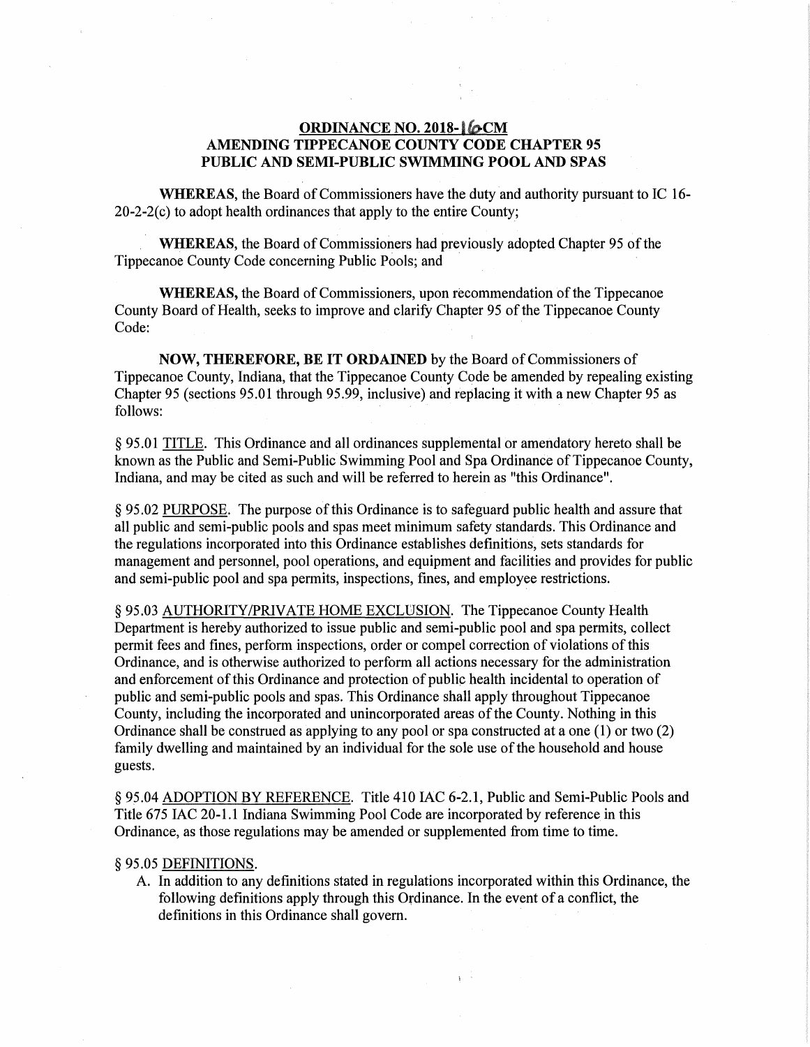**ORDINANCE NO. 2018-16-CM**
**AMENDING TIPPECANOE COUNTY CODE CHAPTER 95**
**PUBLIC AND SEMI-PUBLIC SWIMMING POOL AND SPAS**

**WHEREAS**, the Board of Commissioners have the duty and authority pursuant to IC 16-20-2-2(c) to adopt health ordinances that apply to the entire County;

**WHEREAS**, the Board of Commissioners had previously adopted Chapter 95 of the Tippecanoe County Code concerning Public Pools; and

**WHEREAS,** the Board of Commissioners, upon recommendation of the Tippecanoe County Board of Health, seeks to improve and clarify Chapter 95 of the Tippecanoe County Code:

**NOW, THEREFORE, BE IT ORDAINED** by the Board of Commissioners of Tippecanoe County, Indiana, that the Tippecanoe County Code be amended by repealing existing Chapter 95 (sections 95.01 through 95.99, inclusive) and replacing it with a new Chapter 95 as follows:

§ 95.01 TITLE. This Ordinance and all ordinances supplemental or amendatory hereto shall be known as the Public and Semi-Public Swimming Pool and Spa Ordinance of Tippecanoe County, Indiana, and may be cited as such and will be referred to herein as "this Ordinance".

§ 95.02 PURPOSE. The purpose of this Ordinance is to safeguard public health and assure that all public and semi-public pools and spas meet minimum safety standards. This Ordinance and the regulations incorporated into this Ordinance establishes definitions, sets standards for management and personnel, pool operations, and equipment and facilities and provides for public and semi-public pool and spa permits, inspections, fines, and employee restrictions.

§ 95.03 AUTHORITY/PRIVATE HOME EXCLUSION. The Tippecanoe County Health Department is hereby authorized to issue public and semi-public pool and spa permits, collect permit fees and fines, perform inspections, order or compel correction of violations of this Ordinance, and is otherwise authorized to perform all actions necessary for the administration and enforcement of this Ordinance and protection of public health incidental to operation of public and semi-public pools and spas. This Ordinance shall apply throughout Tippecanoe County, including the incorporated and unincorporated areas of the County. Nothing in this Ordinance shall be construed as applying to any pool or spa constructed at a one (1) or two (2) family dwelling and maintained by an individual for the sole use of the household and house guests.

§ 95.04 ADOPTION BY REFERENCE. Title 410 IAC 6-2.1, Public and Semi-Public Pools and Title 675 IAC 20-1.1 Indiana Swimming Pool Code are incorporated by reference in this Ordinance, as those regulations may be amended or supplemented from time to time.

§ 95.05 DEFINITIONS.

A. In addition to any definitions stated in regulations incorporated within this Ordinance, the following definitions apply through this Ordinance. In the event of a conflict, the definitions in this Ordinance shall govern.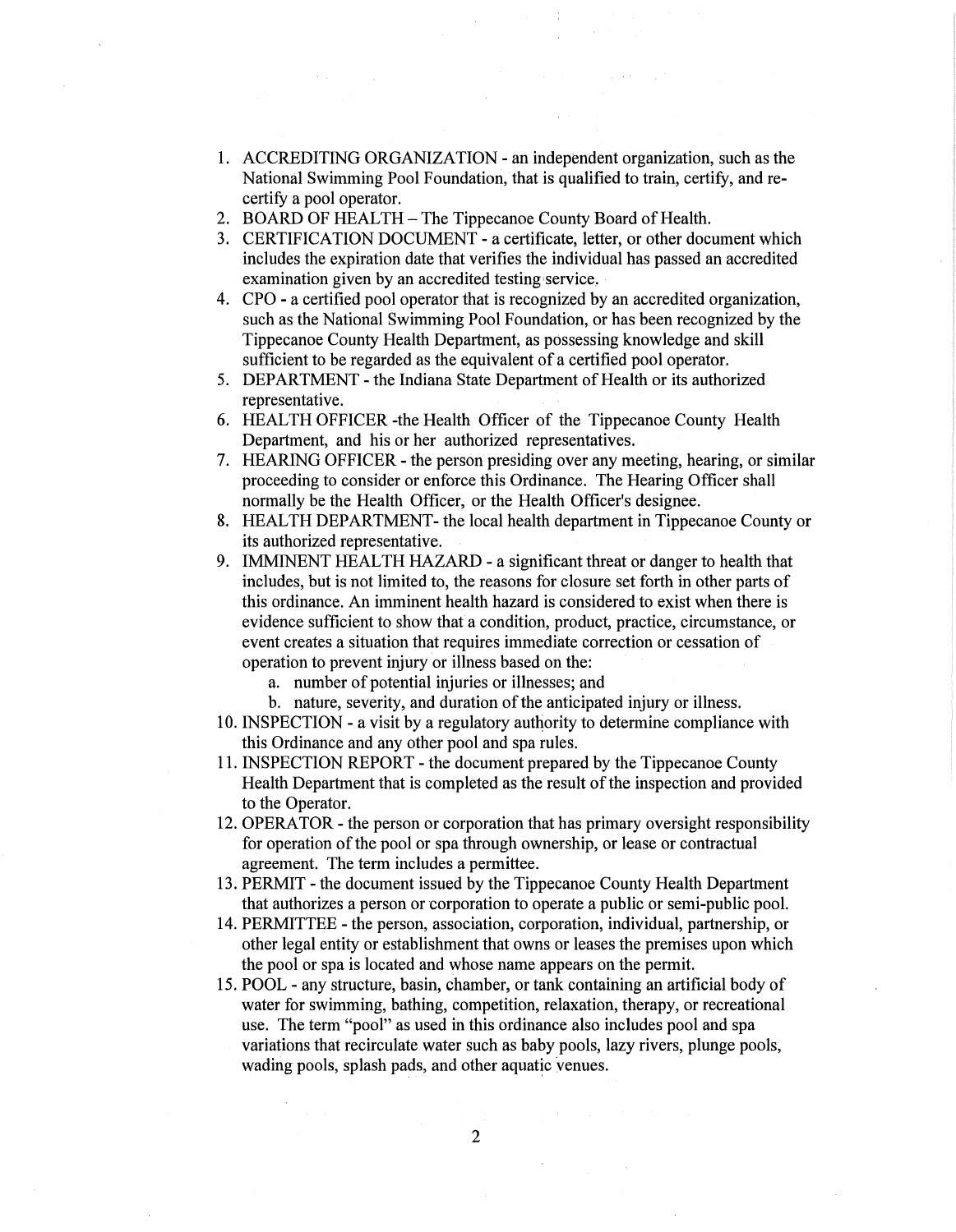1. ACCREDITING ORGANIZATION - an independent organization, such as the National Swimming Pool Foundation, that is qualified to train, certify, and re-certify a pool operator.
2. BOARD OF HEALTH – The Tippecanoe County Board of Health.
3. CERTIFICATION DOCUMENT - a certificate, letter, or other document which includes the expiration date that verifies the individual has passed an accredited examination given by an accredited testing service.
4. CPO - a certified pool operator that is recognized by an accredited organization, such as the National Swimming Pool Foundation, or has been recognized by the Tippecanoe County Health Department, as possessing knowledge and skill sufficient to be regarded as the equivalent of a certified pool operator.
5. DEPARTMENT - the Indiana State Department of Health or its authorized representative.
6. HEALTH OFFICER -the Health Officer of the Tippecanoe County Health Department, and his or her authorized representatives.
7. HEARING OFFICER - the person presiding over any meeting, hearing, or similar proceeding to consider or enforce this Ordinance. The Hearing Officer shall normally be the Health Officer, or the Health Officer's designee.
8. HEALTH DEPARTMENT- the local health department in Tippecanoe County or its authorized representative.
9. IMMINENT HEALTH HAZARD - a significant threat or danger to health that includes, but is not limited to, the reasons for closure set forth in other parts of this ordinance. An imminent health hazard is considered to exist when there is evidence sufficient to show that a condition, product, practice, circumstance, or event creates a situation that requires immediate correction or cessation of operation to prevent injury or illness based on the:
    a. number of potential injuries or illnesses; and
    b. nature, severity, and duration of the anticipated injury or illness.
10. INSPECTION - a visit by a regulatory authority to determine compliance with this Ordinance and any other pool and spa rules.
11. INSPECTION REPORT - the document prepared by the Tippecanoe County Health Department that is completed as the result of the inspection and provided to the Operator.
12. OPERATOR - the person or corporation that has primary oversight responsibility for operation of the pool or spa through ownership, or lease or contractual agreement. The term includes a permittee.
13. PERMIT - the document issued by the Tippecanoe County Health Department that authorizes a person or corporation to operate a public or semi-public pool.
14. PERMITTEE - the person, association, corporation, individual, partnership, or other legal entity or establishment that owns or leases the premises upon which the pool or spa is located and whose name appears on the permit.
15. POOL - any structure, basin, chamber, or tank containing an artificial body of water for swimming, bathing, competition, relaxation, therapy, or recreational use. The term "pool" as used in this ordinance also includes pool and spa variations that recirculate water such as baby pools, lazy rivers, plunge pools, wading pools, splash pads, and other aquatic venues.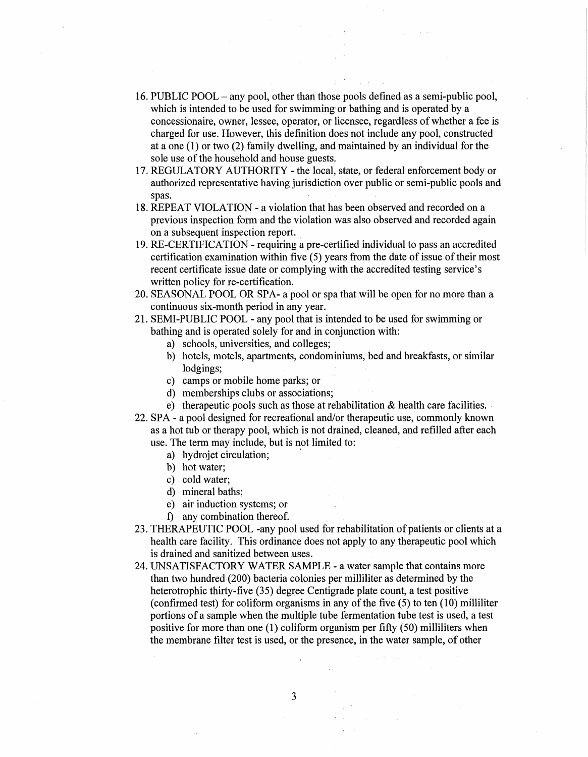16. PUBLIC POOL – any pool, other than those pools defined as a semi-public pool, which is intended to be used for swimming or bathing and is operated by a concessionaire, owner, lessee, operator, or licensee, regardless of whether a fee is charged for use. However, this definition does not include any pool, constructed at a one (1) or two (2) family dwelling, and maintained by an individual for the sole use of the household and house guests.
17. REGULATORY AUTHORITY - the local, state, or federal enforcement body or authorized representative having jurisdiction over public or semi-public pools and spas.
18. REPEAT VIOLATION - a violation that has been observed and recorded on a previous inspection form and the violation was also observed and recorded again on a subsequent inspection report.
19. RE-CERTIFICATION - requiring a pre-certified individual to pass an accredited certification examination within five (5) years from the date of issue of their most recent certificate issue date or complying with the accredited testing service's written policy for re-certification.
20. SEASONAL POOL OR SPA- a pool or spa that will be open for no more than a continuous six-month period in any year.
21. SEMI-PUBLIC POOL - any pool that is intended to be used for swimming or bathing and is operated solely for and in conjunction with:
    a) schools, universities, and colleges;
    b) hotels, motels, apartments, condominiums, bed and breakfasts, or similar lodgings;
    c) camps or mobile home parks; or
    d) memberships clubs or associations;
    e) therapeutic pools such as those at rehabilitation & health care facilities.
22. SPA - a pool designed for recreational and/or therapeutic use, commonly known as a hot tub or therapy pool, which is not drained, cleaned, and refilled after each use. The term may include, but is not limited to:
    a) hydrojet circulation;
    b) hot water;
    c) cold water;
    d) mineral baths;
    e) air induction systems; or
    f) any combination thereof.
23. THERAPEUTIC POOL -any pool used for rehabilitation of patients or clients at a health care facility. This ordinance does not apply to any therapeutic pool which is drained and sanitized between uses.
24. UNSATISFACTORY WATER SAMPLE - a water sample that contains more than two hundred (200) bacteria colonies per milliliter as determined by the heterotrophic thirty-five (35) degree Centigrade plate count, a test positive (confirmed test) for coliform organisms in any of the five (5) to ten (10) milliliter portions of a sample when the multiple tube fermentation tube test is used, a test positive for more than one (1) coliform organism per fifty (50) milliliters when the membrane filter test is used, or the presence, in the water sample, of other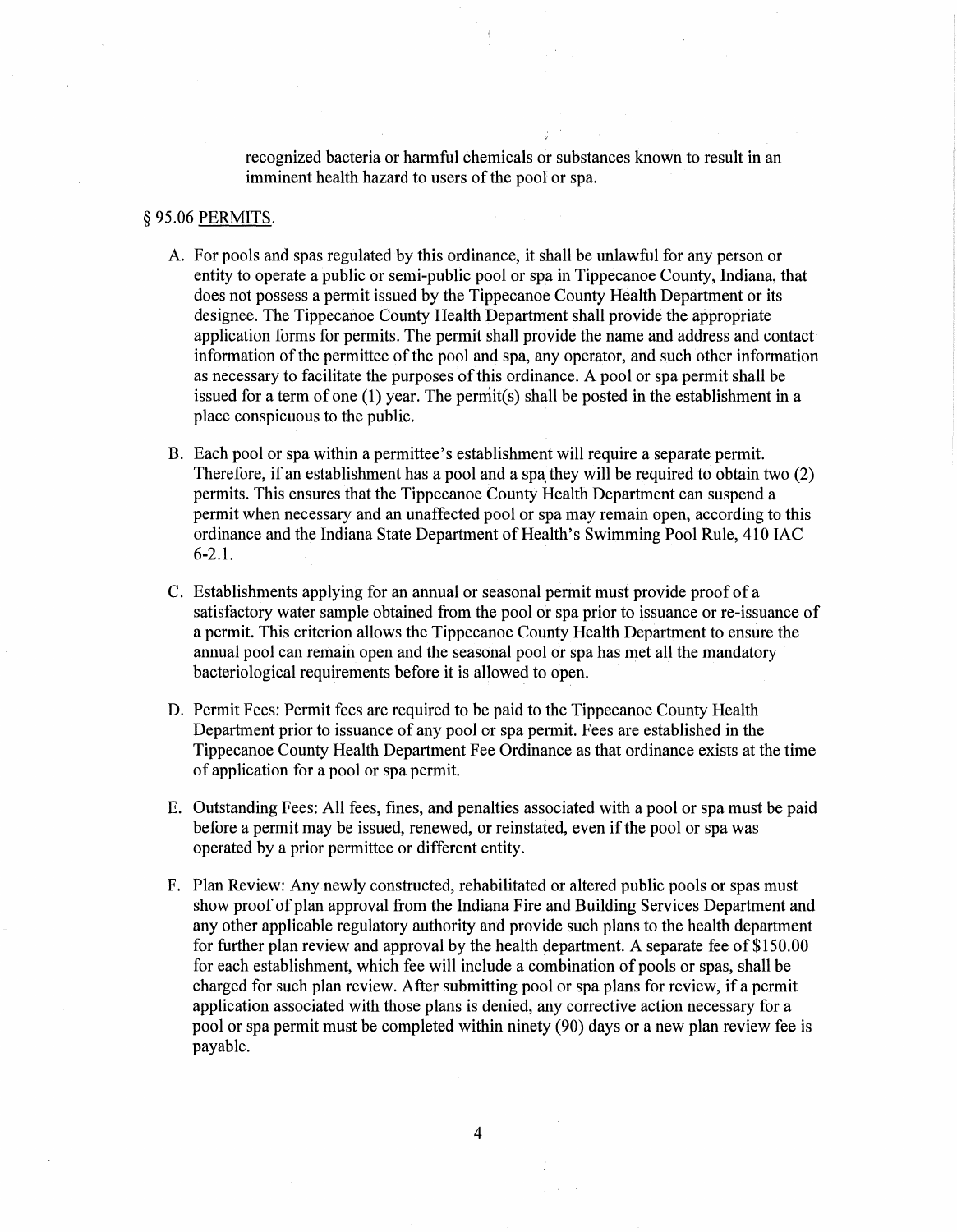recognized bacteria or harmful chemicals or substances known to result in an imminent health hazard to users of the pool or spa.

§ 95.06 PERMITS.

A. For pools and spas regulated by this ordinance, it shall be unlawful for any person or entity to operate a public or semi-public pool or spa in Tippecanoe County, Indiana, that does not possess a permit issued by the Tippecanoe County Health Department or its designee. The Tippecanoe County Health Department shall provide the appropriate application forms for permits. The permit shall provide the name and address and contact information of the permittee of the pool and spa, any operator, and such other information as necessary to facilitate the purposes of this ordinance. A pool or spa permit shall be issued for a term of one (1) year. The permit(s) shall be posted in the establishment in a place conspicuous to the public.

B. Each pool or spa within a permittee's establishment will require a separate permit. Therefore, if an establishment has a pool and a spa they will be required to obtain two (2) permits. This ensures that the Tippecanoe County Health Department can suspend a permit when necessary and an unaffected pool or spa may remain open, according to this ordinance and the Indiana State Department of Health's Swimming Pool Rule, 410 IAC 6-2.1.

C. Establishments applying for an annual or seasonal permit must provide proof of a satisfactory water sample obtained from the pool or spa prior to issuance or re-issuance of a permit. This criterion allows the Tippecanoe County Health Department to ensure the annual pool can remain open and the seasonal pool or spa has met all the mandatory bacteriological requirements before it is allowed to open.

D. Permit Fees: Permit fees are required to be paid to the Tippecanoe County Health Department prior to issuance of any pool or spa permit. Fees are established in the Tippecanoe County Health Department Fee Ordinance as that ordinance exists at the time of application for a pool or spa permit.

E. Outstanding Fees: All fees, fines, and penalties associated with a pool or spa must be paid before a permit may be issued, renewed, or reinstated, even if the pool or spa was operated by a prior permittee or different entity.

F. Plan Review: Any newly constructed, rehabilitated or altered public pools or spas must show proof of plan approval from the Indiana Fire and Building Services Department and any other applicable regulatory authority and provide such plans to the health department for further plan review and approval by the health department. A separate fee of $150.00 for each establishment, which fee will include a combination of pools or spas, shall be charged for such plan review. After submitting pool or spa plans for review, if a permit application associated with those plans is denied, any corrective action necessary for a pool or spa permit must be completed within ninety (90) days or a new plan review fee is payable.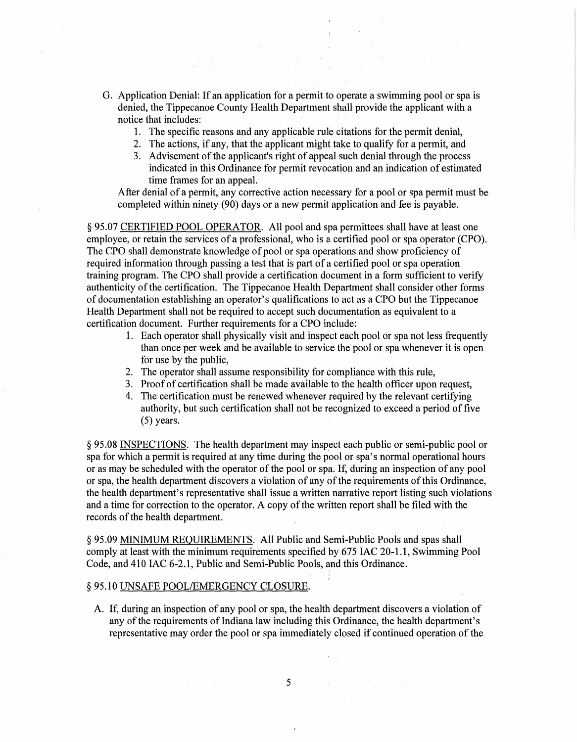G. Application Denial: If an application for a permit to operate a swimming pool or spa is denied, the Tippecanoe County Health Department shall provide the applicant with a notice that includes:
   1. The specific reasons and any applicable rule citations for the permit denial,
   2. The actions, if any, that the applicant might take to qualify for a permit, and
   3. Advisement of the applicant's right of appeal such denial through the process indicated in this Ordinance for permit revocation and an indication of estimated time frames for an appeal.

   After denial of a permit, any corrective action necessary for a pool or spa permit must be completed within ninety (90) days or a new permit application and fee is payable.

§ 95.07 CERTIFIED POOL OPERATOR. All pool and spa permittees shall have at least one employee, or retain the services of a professional, who is a certified pool or spa operator (CPO). The CPO shall demonstrate knowledge of pool or spa operations and show proficiency of required information through passing a test that is part of a certified pool or spa operation training program. The CPO shall provide a certification document in a form sufficient to verify authenticity of the certification. The Tippecanoe Health Department shall consider other forms of documentation establishing an operator's qualifications to act as a CPO but the Tippecanoe Health Department shall not be required to accept such documentation as equivalent to a certification document. Further requirements for a CPO include:

1. Each operator shall physically visit and inspect each pool or spa not less frequently than once per week and be available to service the pool or spa whenever it is open for use by the public,
2. The operator shall assume responsibility for compliance with this rule,
3. Proof of certification shall be made available to the health officer upon request,
4. The certification must be renewed whenever required by the relevant certifying authority, but such certification shall not be recognized to exceed a period of five (5) years.

§ 95.08 INSPECTIONS. The health department may inspect each public or semi-public pool or spa for which a permit is required at any time during the pool or spa's normal operational hours or as may be scheduled with the operator of the pool or spa. If, during an inspection of any pool or spa, the health department discovers a violation of any of the requirements of this Ordinance, the health department's representative shall issue a written narrative report listing such violations and a time for correction to the operator. A copy of the written report shall be filed with the records of the health department.

§ 95.09 MINIMUM REQUIREMENTS. All Public and Semi-Public Pools and spas shall comply at least with the minimum requirements specified by 675 IAC 20-1.1, Swimming Pool Code, and 410 IAC 6-2.1, Public and Semi-Public Pools, and this Ordinance.

§ 95.10 UNSAFE POOL/EMERGENCY CLOSURE.

A. If, during an inspection of any pool or spa, the health department discovers a violation of any of the requirements of Indiana law including this Ordinance, the health department's representative may order the pool or spa immediately closed if continued operation of the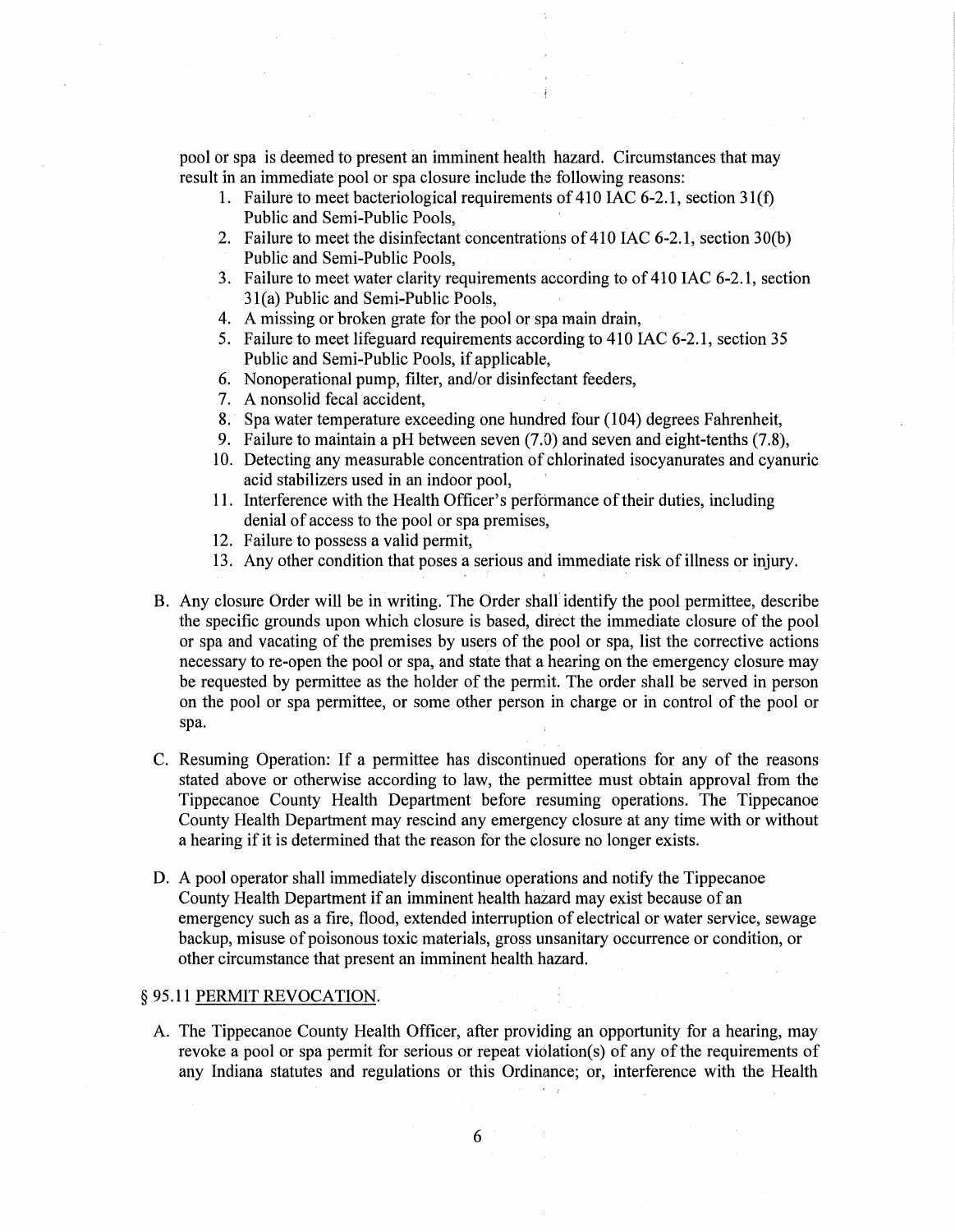pool or spa is deemed to present an imminent health hazard. Circumstances that may result in an immediate pool or spa closure include the following reasons:

1. Failure to meet bacteriological requirements of 410 IAC 6-2.1, section 31(f) Public and Semi-Public Pools,
2. Failure to meet the disinfectant concentrations of 410 IAC 6-2.1, section 30(b) Public and Semi-Public Pools,
3. Failure to meet water clarity requirements according to of 410 IAC 6-2.1, section 31(a) Public and Semi-Public Pools,
4. A missing or broken grate for the pool or spa main drain,
5. Failure to meet lifeguard requirements according to 410 IAC 6-2.1, section 35 Public and Semi-Public Pools, if applicable,
6. Nonoperational pump, filter, and/or disinfectant feeders,
7. A nonsolid fecal accident,
8. Spa water temperature exceeding one hundred four (104) degrees Fahrenheit,
9. Failure to maintain a pH between seven (7.0) and seven and eight-tenths (7.8),
10. Detecting any measurable concentration of chlorinated isocyanurates and cyanuric acid stabilizers used in an indoor pool,
11. Interference with the Health Officer's performance of their duties, including denial of access to the pool or spa premises,
12. Failure to possess a valid permit,
13. Any other condition that poses a serious and immediate risk of illness or injury.

B. Any closure Order will be in writing. The Order shall identify the pool permittee, describe the specific grounds upon which closure is based, direct the immediate closure of the pool or spa and vacating of the premises by users of the pool or spa, list the corrective actions necessary to re-open the pool or spa, and state that a hearing on the emergency closure may be requested by permittee as the holder of the permit. The order shall be served in person on the pool or spa permittee, or some other person in charge or in control of the pool or spa.

C. Resuming Operation: If a permittee has discontinued operations for any of the reasons stated above or otherwise according to law, the permittee must obtain approval from the Tippecanoe County Health Department before resuming operations. The Tippecanoe County Health Department may rescind any emergency closure at any time with or without a hearing if it is determined that the reason for the closure no longer exists.

D. A pool operator shall immediately discontinue operations and notify the Tippecanoe County Health Department if an imminent health hazard may exist because of an emergency such as a fire, flood, extended interruption of electrical or water service, sewage backup, misuse of poisonous toxic materials, gross unsanitary occurrence or condition, or other circumstance that present an imminent health hazard.

§ 95.11 PERMIT REVOCATION.

A. The Tippecanoe County Health Officer, after providing an opportunity for a hearing, may revoke a pool or spa permit for serious or repeat violation(s) of any of the requirements of any Indiana statutes and regulations or this Ordinance; or, interference with the Health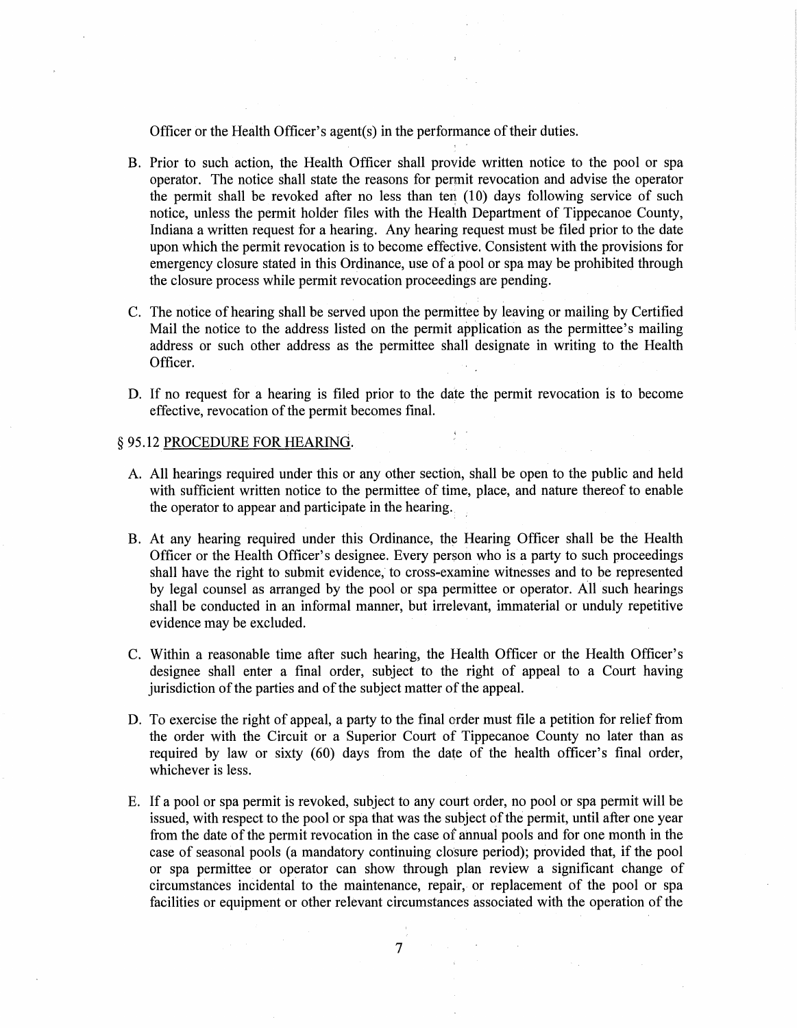Officer or the Health Officer's agent(s) in the performance of their duties.

B. Prior to such action, the Health Officer shall provide written notice to the pool or spa operator. The notice shall state the reasons for permit revocation and advise the operator the permit shall be revoked after no less than ten (10) days following service of such notice, unless the permit holder files with the Health Department of Tippecanoe County, Indiana a written request for a hearing. Any hearing request must be filed prior to the date upon which the permit revocation is to become effective. Consistent with the provisions for emergency closure stated in this Ordinance, use of a pool or spa may be prohibited through the closure process while permit revocation proceedings are pending.

C. The notice of hearing shall be served upon the permittee by leaving or mailing by Certified Mail the notice to the address listed on the permit application as the permittee's mailing address or such other address as the permittee shall designate in writing to the Health Officer.

D. If no request for a hearing is filed prior to the date the permit revocation is to become effective, revocation of the permit becomes final.

§ 95.12 PROCEDURE FOR HEARING.

A. All hearings required under this or any other section, shall be open to the public and held with sufficient written notice to the permittee of time, place, and nature thereof to enable the operator to appear and participate in the hearing.

B. At any hearing required under this Ordinance, the Hearing Officer shall be the Health Officer or the Health Officer's designee. Every person who is a party to such proceedings shall have the right to submit evidence, to cross-examine witnesses and to be represented by legal counsel as arranged by the pool or spa permittee or operator. All such hearings shall be conducted in an informal manner, but irrelevant, immaterial or unduly repetitive evidence may be excluded.

C. Within a reasonable time after such hearing, the Health Officer or the Health Officer's designee shall enter a final order, subject to the right of appeal to a Court having jurisdiction of the parties and of the subject matter of the appeal.

D. To exercise the right of appeal, a party to the final order must file a petition for relief from the order with the Circuit or a Superior Court of Tippecanoe County no later than as required by law or sixty (60) days from the date of the health officer's final order, whichever is less.

E. If a pool or spa permit is revoked, subject to any court order, no pool or spa permit will be issued, with respect to the pool or spa that was the subject of the permit, until after one year from the date of the permit revocation in the case of annual pools and for one month in the case of seasonal pools (a mandatory continuing closure period); provided that, if the pool or spa permittee or operator can show through plan review a significant change of circumstances incidental to the maintenance, repair, or replacement of the pool or spa facilities or equipment or other relevant circumstances associated with the operation of the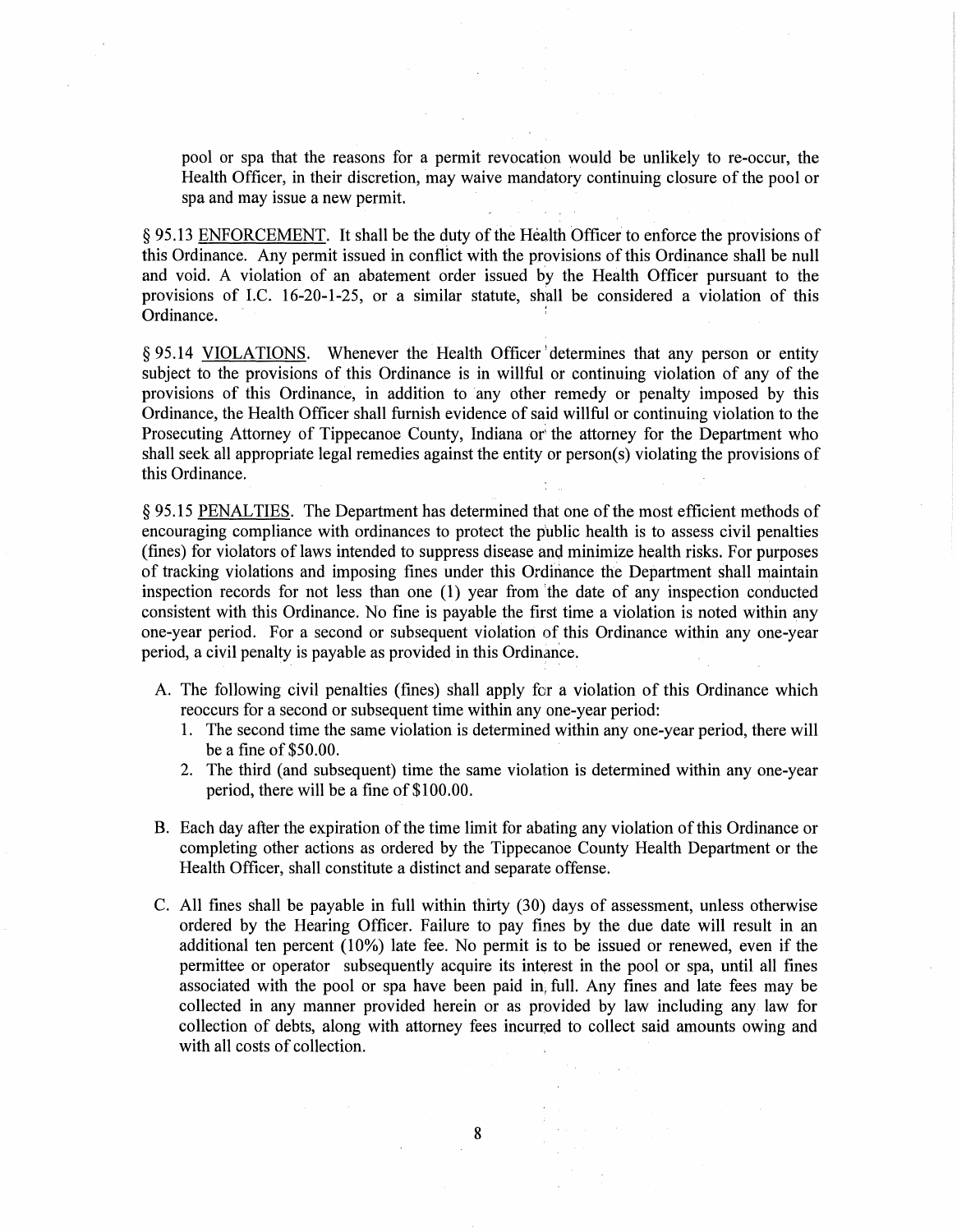pool or spa that the reasons for a permit revocation would be unlikely to re-occur, the Health Officer, in their discretion, may waive mandatory continuing closure of the pool or spa and may issue a new permit.

§ 95.13 <u>ENFORCEMENT</u>. It shall be the duty of the Health Officer to enforce the provisions of this Ordinance. Any permit issued in conflict with the provisions of this Ordinance shall be null and void. A violation of an abatement order issued by the Health Officer pursuant to the provisions of I.C. 16-20-1-25, or a similar statute, shall be considered a violation of this Ordinance.

§ 95.14 <u>VIOLATIONS</u>. Whenever the Health Officer determines that any person or entity subject to the provisions of this Ordinance is in willful or continuing violation of any of the provisions of this Ordinance, in addition to any other remedy or penalty imposed by this Ordinance, the Health Officer shall furnish evidence of said willful or continuing violation to the Prosecuting Attorney of Tippecanoe County, Indiana or the attorney for the Department who shall seek all appropriate legal remedies against the entity or person(s) violating the provisions of this Ordinance.

§ 95.15 <u>PENALTIES</u>. The Department has determined that one of the most efficient methods of encouraging compliance with ordinances to protect the public health is to assess civil penalties (fines) for violators of laws intended to suppress disease and minimize health risks. For purposes of tracking violations and imposing fines under this Ordinance the Department shall maintain inspection records for not less than one (1) year from the date of any inspection conducted consistent with this Ordinance. No fine is payable the first time a violation is noted within any one-year period. For a second or subsequent violation of this Ordinance within any one-year period, a civil penalty is payable as provided in this Ordinance.

A. The following civil penalties (fines) shall apply for a violation of this Ordinance which reoccurs for a second or subsequent time within any one-year period:
   1. The second time the same violation is determined within any one-year period, there will be a fine of $50.00.
   2. The third (and subsequent) time the same violation is determined within any one-year period, there will be a fine of $100.00.

B. Each day after the expiration of the time limit for abating any violation of this Ordinance or completing other actions as ordered by the Tippecanoe County Health Department or the Health Officer, shall constitute a distinct and separate offense.

C. All fines shall be payable in full within thirty (30) days of assessment, unless otherwise ordered by the Hearing Officer. Failure to pay fines by the due date will result in an additional ten percent (10%) late fee. No permit is to be issued or renewed, even if the permittee or operator subsequently acquire its interest in the pool or spa, until all fines associated with the pool or spa have been paid in full. Any fines and late fees may be collected in any manner provided herein or as provided by law including any law for collection of debts, along with attorney fees incurred to collect said amounts owing and with all costs of collection.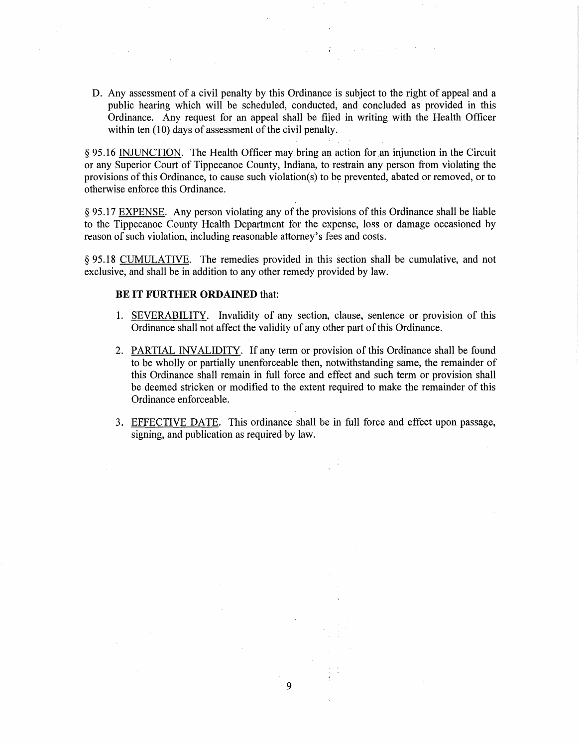D. Any assessment of a civil penalty by this Ordinance is subject to the right of appeal and a public hearing which will be scheduled, conducted, and concluded as provided in this Ordinance. Any request for an appeal shall be filed in writing with the Health Officer within ten (10) days of assessment of the civil penalty.

§ 95.16 INJUNCTION. The Health Officer may bring an action for an injunction in the Circuit or any Superior Court of Tippecanoe County, Indiana, to restrain any person from violating the provisions of this Ordinance, to cause such violation(s) to be prevented, abated or removed, or to otherwise enforce this Ordinance.

§ 95.17 EXPENSE. Any person violating any of the provisions of this Ordinance shall be liable to the Tippecanoe County Health Department for the expense, loss or damage occasioned by reason of such violation, including reasonable attorney's fees and costs.

§ 95.18 CUMULATIVE. The remedies provided in this section shall be cumulative, and not exclusive, and shall be in addition to any other remedy provided by law.

**BE IT FURTHER ORDAINED** that:

1. SEVERABILITY. Invalidity of any section, clause, sentence or provision of this Ordinance shall not affect the validity of any other part of this Ordinance.

2. PARTIAL INVALIDITY. If any term or provision of this Ordinance shall be found to be wholly or partially unenforceable then, notwithstanding same, the remainder of this Ordinance shall remain in full force and effect and such term or provision shall be deemed stricken or modified to the extent required to make the remainder of this Ordinance enforceable.

3. EFFECTIVE DATE. This ordinance shall be in full force and effect upon passage, signing, and publication as required by law.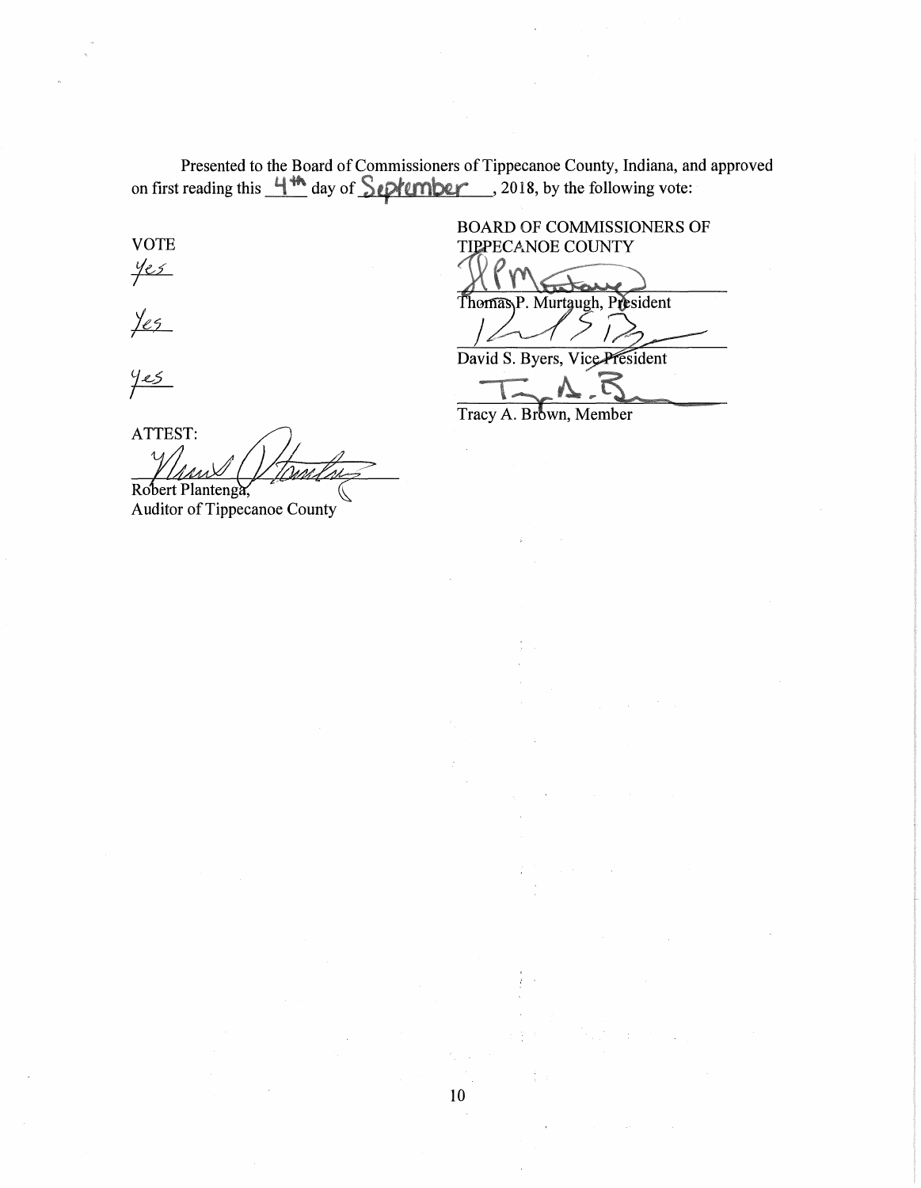Presented to the Board of Commissioners of Tippecanoe County, Indiana, and approved on first reading this 4th day of September, 2018, by the following vote:

| VOTE | BOARD OF COMMISSIONERS OF TIPPECANOE COUNTY |
| --- | --- |
| Yes | Thomas P. Murtaugh, President |
| Yes | David S. Byers, Vice President |
| Yes | Tracy A. Brown, Member |

ATTEST:

Robert Plantenga,
Auditor of Tippecanoe County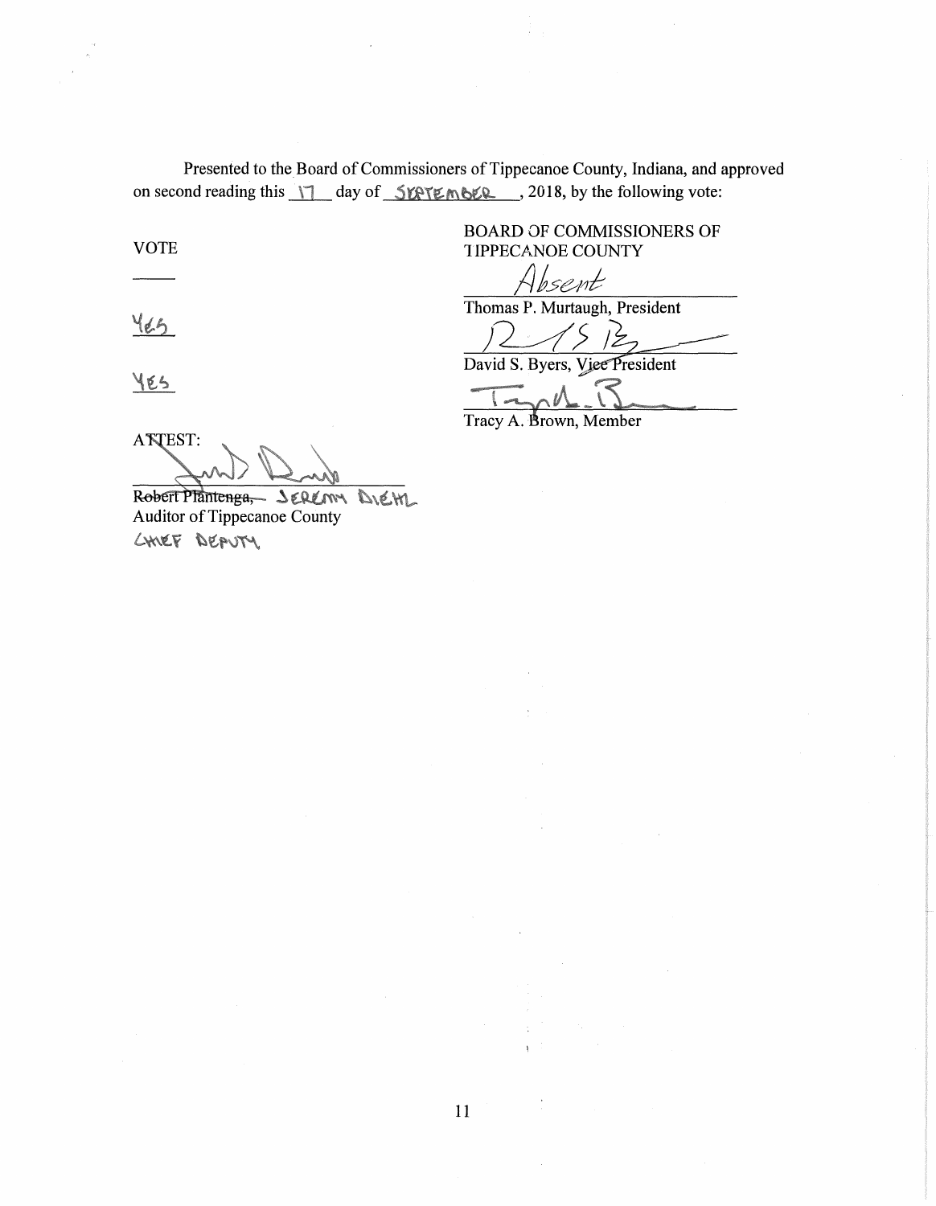Presented to the Board of Commissioners of Tippecanoe County, Indiana, and approved on second reading this 17 day of SEPTEMBER, 2018, by the following vote:

| VOTE | BOARD OF COMMISSIONERS OF TIPPECANOE COUNTY |
| --- | --- |
| ____ | Absent<br>Thomas P. Murtaugh, President |
| YES | David S. Byers, Vice President |
| YES | Tracy A. Brown, Member |

ATTEST:

~~Robert Plantenga,~~ JEREMY DIEHL
Auditor of Tippecanoe County
CHIEF DEPUTY